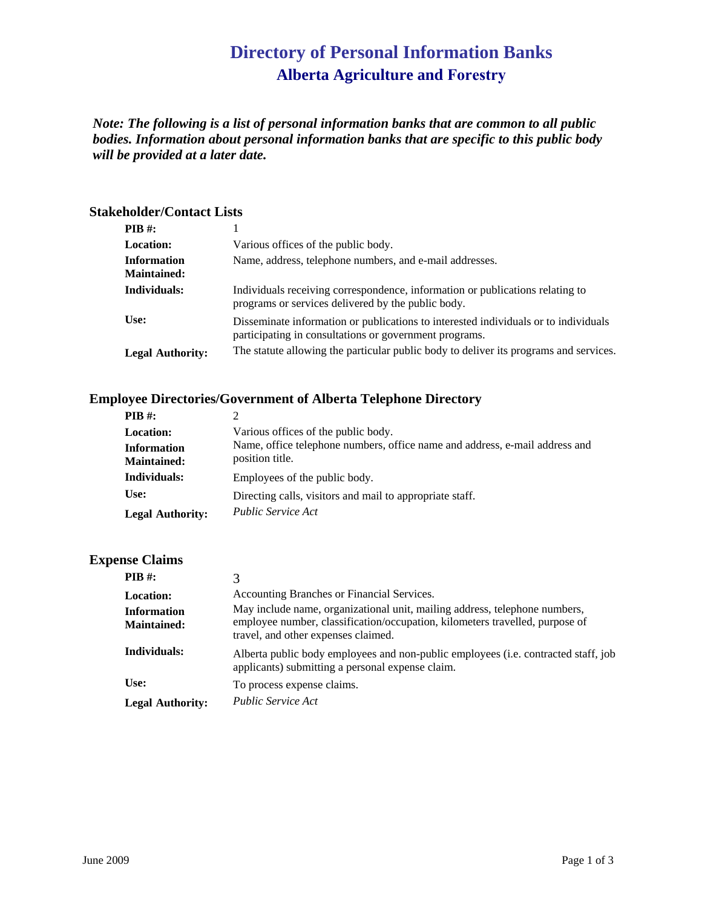# Directory of Personal Information Banks

## Alberta Agriculture and Forestry

***Note: The following is a list of personal information banks that are common to all public bodies. Information about personal information banks that are specific to this public body will be provided at a later date.***

### Stakeholder/Contact Lists

| | |
|---|---|
| **PIB #:** | 1 |
| **Location:** | Various offices of the public body. |
| **Information Maintained:** | Name, address, telephone numbers, and e-mail addresses. |
| **Individuals:** | Individuals receiving correspondence, information or publications relating to programs or services delivered by the public body. |
| **Use:** | Disseminate information or publications to interested individuals or to individuals participating in consultations or government programs. |
| **Legal Authority:** | The statute allowing the particular public body to deliver its programs and services. |

### Employee Directories/Government of Alberta Telephone Directory

| | |
|---|---|
| **PIB #:** | 2 |
| **Location:** | Various offices of the public body. |
| **Information Maintained:** | Name, office telephone numbers, office name and address, e-mail address and position title. |
| **Individuals:** | Employees of the public body. |
| **Use:** | Directing calls, visitors and mail to appropriate staff. |
| **Legal Authority:** | *Public Service Act* |

### Expense Claims

| | |
|---|---|
| **PIB #:** | 3 |
| **Location:** | Accounting Branches or Financial Services. |
| **Information Maintained:** | May include name, organizational unit, mailing address, telephone numbers, employee number, classification/occupation, kilometers travelled, purpose of travel, and other expenses claimed. |
| **Individuals:** | Alberta public body employees and non-public employees (i.e. contracted staff, job applicants) submitting a personal expense claim. |
| **Use:** | To process expense claims. |
| **Legal Authority:** | *Public Service Act* |

June 2009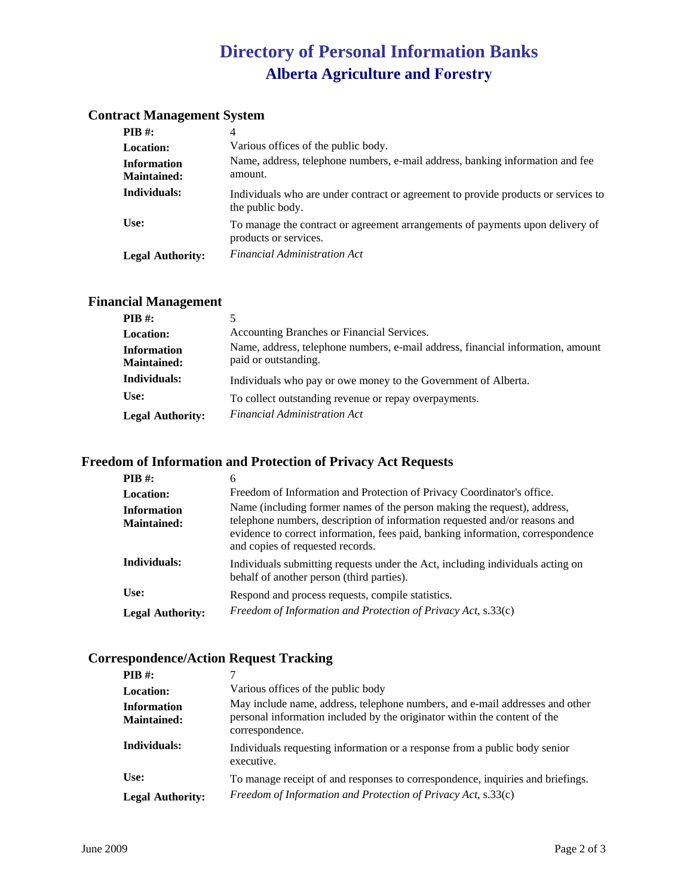# Directory of Personal Information Banks

## Alberta Agriculture and Forestry

### Contract Management System

| | |
|---|---|
| **PIB #:** | 4 |
| **Location:** | Various offices of the public body. |
| **Information Maintained:** | Name, address, telephone numbers, e-mail address, banking information and fee amount. |
| **Individuals:** | Individuals who are under contract or agreement to provide products or services to the public body. |
| **Use:** | To manage the contract or agreement arrangements of payments upon delivery of products or services. |
| **Legal Authority:** | *Financial Administration Act* |

### Financial Management

| | |
|---|---|
| **PIB #:** | 5 |
| **Location:** | Accounting Branches or Financial Services. |
| **Information Maintained:** | Name, address, telephone numbers, e-mail address, financial information, amount paid or outstanding. |
| **Individuals:** | Individuals who pay or owe money to the Government of Alberta. |
| **Use:** | To collect outstanding revenue or repay overpayments. |
| **Legal Authority:** | *Financial Administration Act* |

### Freedom of Information and Protection of Privacy Act Requests

| | |
|---|---|
| **PIB #:** | 6 |
| **Location:** | Freedom of Information and Protection of Privacy Coordinator's office. |
| **Information Maintained:** | Name (including former names of the person making the request), address, telephone numbers, description of information requested and/or reasons and evidence to correct information, fees paid, banking information, correspondence and copies of requested records. |
| **Individuals:** | Individuals submitting requests under the Act, including individuals acting on behalf of another person (third parties). |
| **Use:** | Respond and process requests, compile statistics. |
| **Legal Authority:** | *Freedom of Information and Protection of Privacy Act*, s.33(c) |

### Correspondence/Action Request Tracking

| | |
|---|---|
| **PIB #:** | 7 |
| **Location:** | Various offices of the public body |
| **Information Maintained:** | May include name, address, telephone numbers, and e-mail addresses and other personal information included by the originator within the content of the correspondence. |
| **Individuals:** | Individuals requesting information or a response from a public body senior executive. |
| **Use:** | To manage receipt of and responses to correspondence, inquiries and briefings. |
| **Legal Authority:** | *Freedom of Information and Protection of Privacy Act*, s.33(c) |

June 2009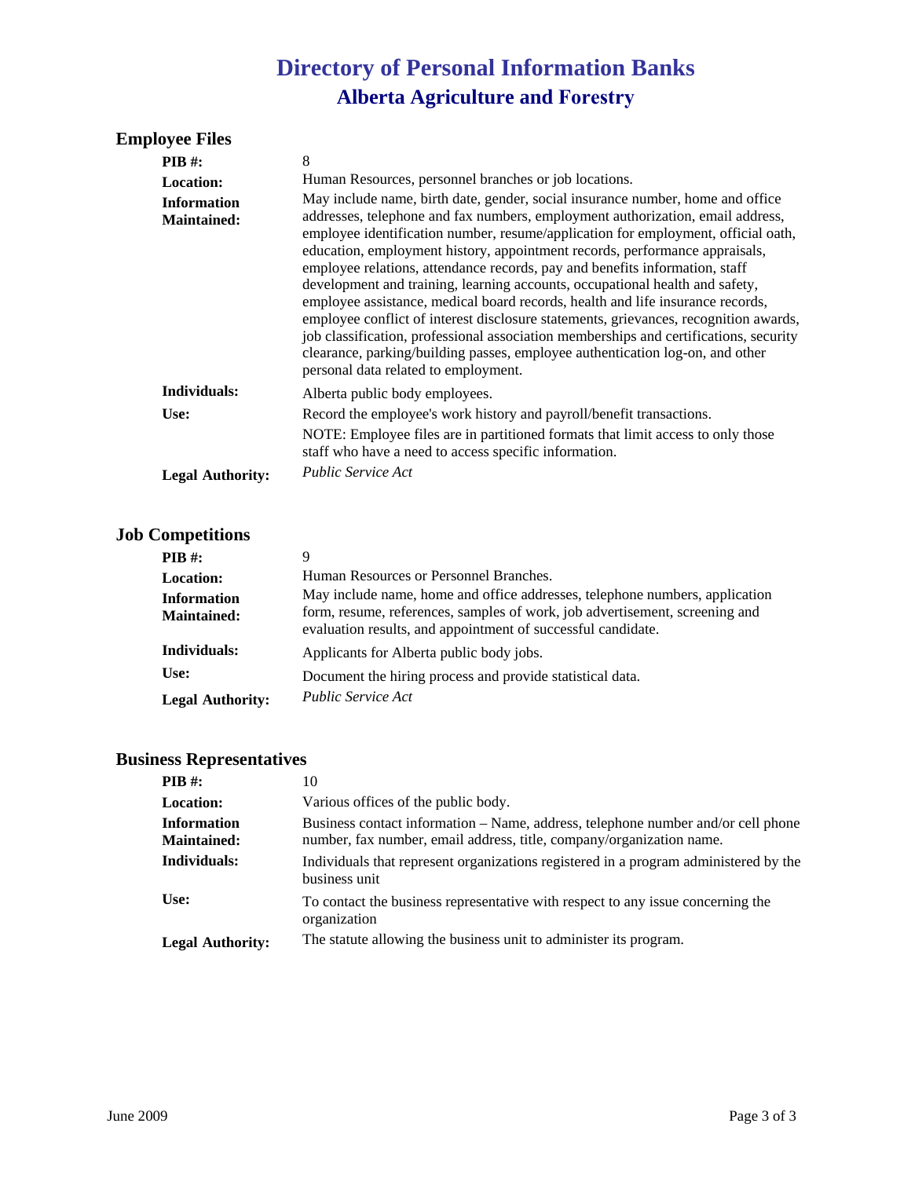# Directory of Personal Information Banks

## Alberta Agriculture and Forestry

### Employee Files

| | |
|---|---|
| **PIB #:** | 8 |
| **Location:** | Human Resources, personnel branches or job locations. |
| **Information Maintained:** | May include name, birth date, gender, social insurance number, home and office addresses, telephone and fax numbers, employment authorization, email address, employee identification number, resume/application for employment, official oath, education, employment history, appointment records, performance appraisals, employee relations, attendance records, pay and benefits information, staff development and training, learning accounts, occupational health and safety, employee assistance, medical board records, health and life insurance records, employee conflict of interest disclosure statements, grievances, recognition awards, job classification, professional association memberships and certifications, security clearance, parking/building passes, employee authentication log-on, and other personal data related to employment. |
| **Individuals:** | Alberta public body employees. |
| **Use:** | Record the employee's work history and payroll/benefit transactions.<br>NOTE: Employee files are in partitioned formats that limit access to only those staff who have a need to access specific information. |
| **Legal Authority:** | *Public Service Act* |

### Job Competitions

| | |
|---|---|
| **PIB #:** | 9 |
| **Location:** | Human Resources or Personnel Branches. |
| **Information Maintained:** | May include name, home and office addresses, telephone numbers, application form, resume, references, samples of work, job advertisement, screening and evaluation results, and appointment of successful candidate. |
| **Individuals:** | Applicants for Alberta public body jobs. |
| **Use:** | Document the hiring process and provide statistical data. |
| **Legal Authority:** | *Public Service Act* |

### Business Representatives

| | |
|---|---|
| **PIB #:** | 10 |
| **Location:** | Various offices of the public body. |
| **Information Maintained:** | Business contact information – Name, address, telephone number and/or cell phone number, fax number, email address, title, company/organization name. |
| **Individuals:** | Individuals that represent organizations registered in a program administered by the business unit |
| **Use:** | To contact the business representative with respect to any issue concerning the organization |
| **Legal Authority:** | The statute allowing the business unit to administer its program. |

June 2009